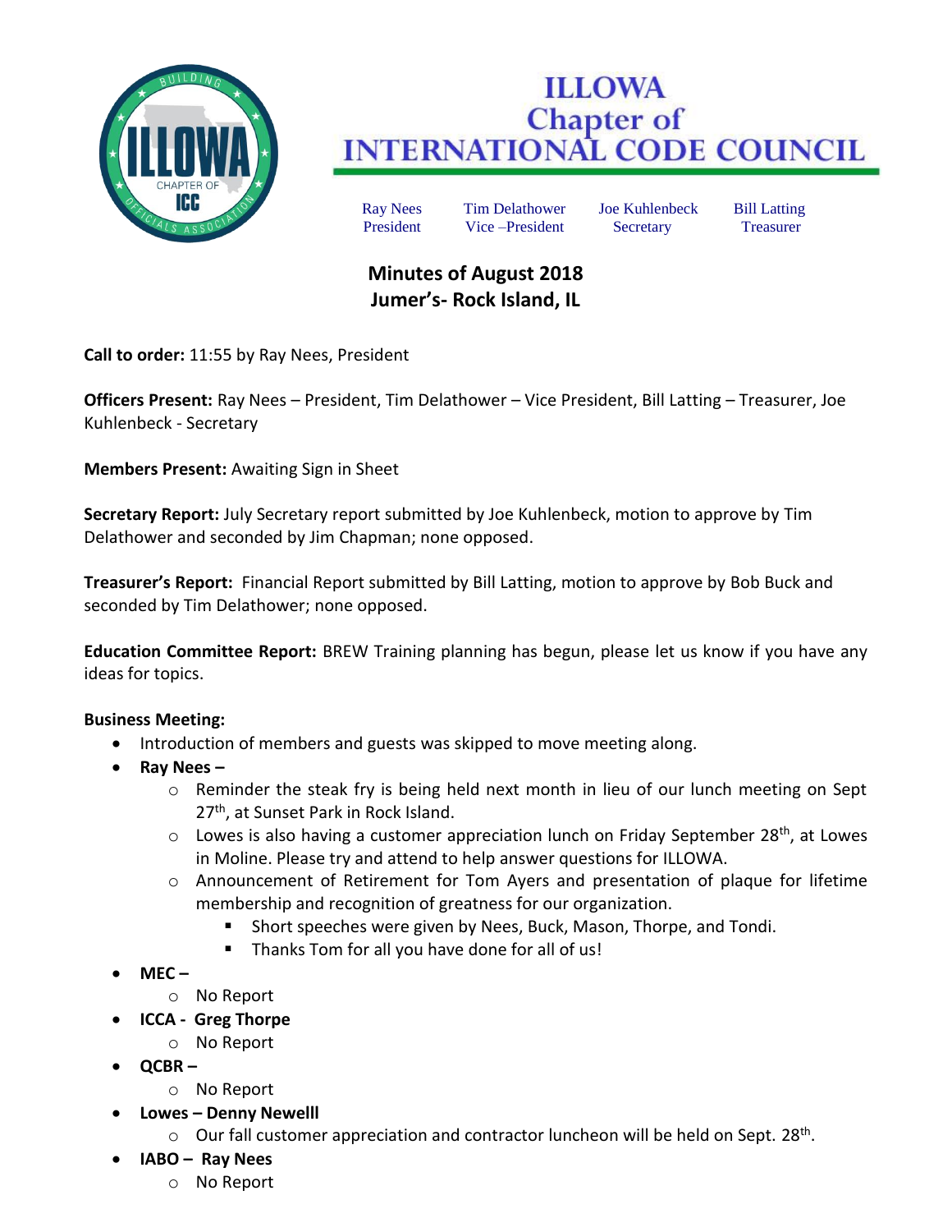# ILLOWA Chapter of INTERNATIONAL CODE COUNCIL

| Ray Nees | Tim Delathower | Joe Kuhlenbeck | Bill Latting |
|---|---|---|---|
| President | Vice –President | Secretary | Treasurer |

## Minutes of August 2018
## Jumer's- Rock Island, IL

**Call to order:** 11:55 by Ray Nees, President

**Officers Present:** Ray Nees – President, Tim Delathower – Vice President, Bill Latting – Treasurer, Joe Kuhlenbeck - Secretary

**Members Present:** Awaiting Sign in Sheet

**Secretary Report:** July Secretary report submitted by Joe Kuhlenbeck, motion to approve by Tim Delathower and seconded by Jim Chapman; none opposed.

**Treasurer's Report:** Financial Report submitted by Bill Latting, motion to approve by Bob Buck and seconded by Tim Delathower; none opposed.

**Education Committee Report:** BREW Training planning has begun, please let us know if you have any ideas for topics.

**Business Meeting:**

- Introduction of members and guests was skipped to move meeting along.
- **Ray Nees –**
  - Reminder the steak fry is being held next month in lieu of our lunch meeting on Sept 27th, at Sunset Park in Rock Island.
  - Lowes is also having a customer appreciation lunch on Friday September 28th, at Lowes in Moline. Please try and attend to help answer questions for ILLOWA.
  - Announcement of Retirement for Tom Ayers and presentation of plaque for lifetime membership and recognition of greatness for our organization.
    - Short speeches were given by Nees, Buck, Mason, Thorpe, and Tondi.
    - Thanks Tom for all you have done for all of us!
- **MEC –**
  - No Report
- **ICCA - Greg Thorpe**
  - No Report
- **QCBR –**
  - No Report
- **Lowes – Denny Newelll**
  - Our fall customer appreciation and contractor luncheon will be held on Sept. 28th.
- **IABO – Ray Nees**
  - No Report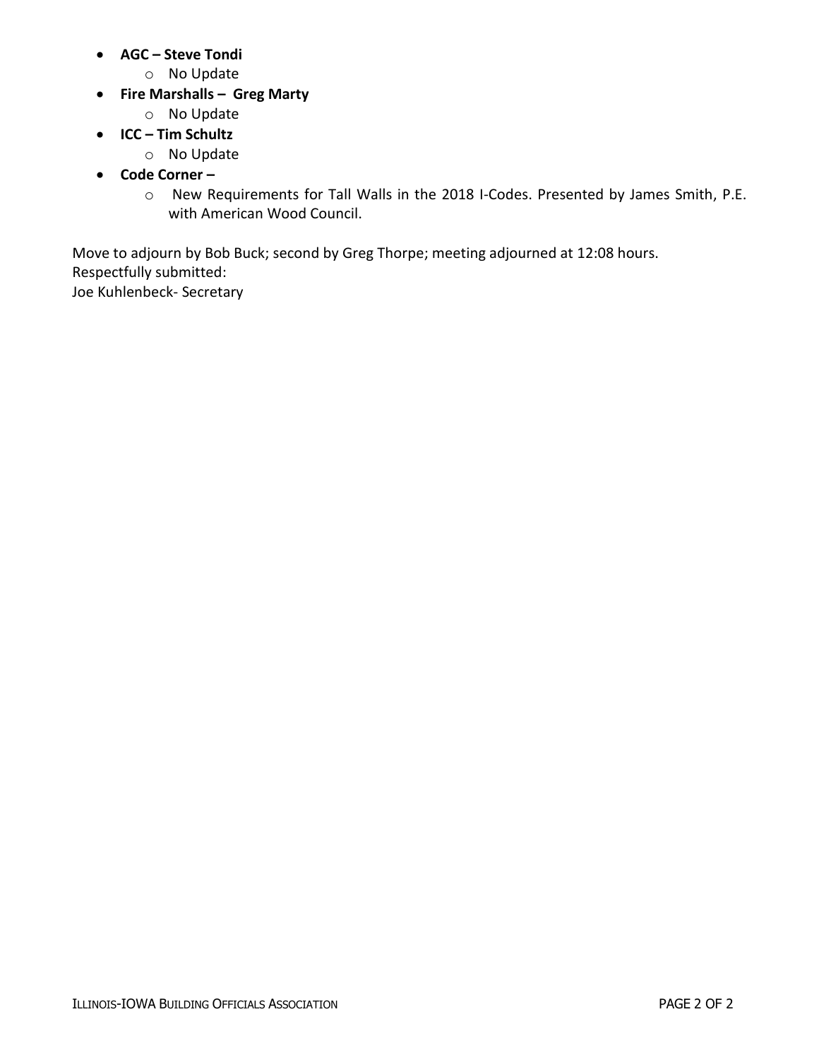- **AGC – Steve Tondi**
  - No Update
- **Fire Marshalls – Greg Marty**
  - No Update
- **ICC – Tim Schultz**
  - No Update
- **Code Corner –**
  - New Requirements for Tall Walls in the 2018 I-Codes. Presented by James Smith, P.E. with American Wood Council.

Move to adjourn by Bob Buck; second by Greg Thorpe; meeting adjourned at 12:08 hours.
Respectfully submitted:
Joe Kuhlenbeck- Secretary